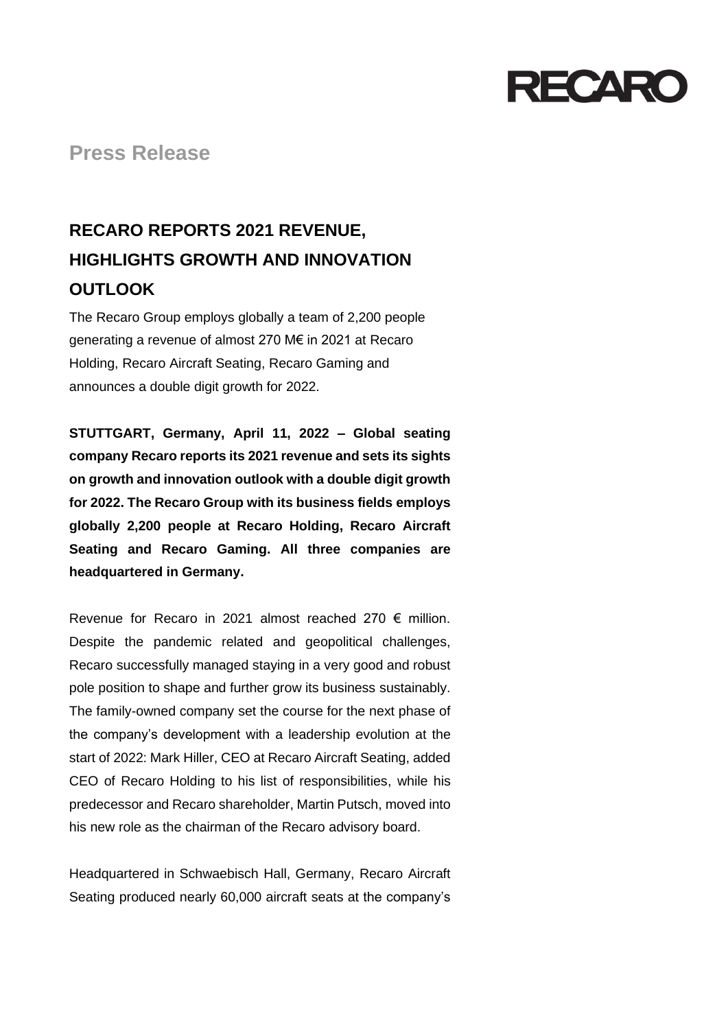RECARO

**Press Release**

# RECARO REPORTS 2021 REVENUE, HIGHLIGHTS GROWTH AND INNOVATION OUTLOOK

The Recaro Group employs globally a team of 2,200 people generating a revenue of almost 270 M€ in 2021 at Recaro Holding, Recaro Aircraft Seating, Recaro Gaming and announces a double digit growth for 2022.

**STUTTGART, Germany, April 11, 2022 – Global seating company Recaro reports its 2021 revenue and sets its sights on growth and innovation outlook with a double digit growth for 2022. The Recaro Group with its business fields employs globally 2,200 people at Recaro Holding, Recaro Aircraft Seating and Recaro Gaming. All three companies are headquartered in Germany.**

Revenue for Recaro in 2021 almost reached 270 € million. Despite the pandemic related and geopolitical challenges, Recaro successfully managed staying in a very good and robust pole position to shape and further grow its business sustainably. The family-owned company set the course for the next phase of the company's development with a leadership evolution at the start of 2022: Mark Hiller, CEO at Recaro Aircraft Seating, added CEO of Recaro Holding to his list of responsibilities, while his predecessor and Recaro shareholder, Martin Putsch, moved into his new role as the chairman of the Recaro advisory board.

Headquartered in Schwaebisch Hall, Germany, Recaro Aircraft Seating produced nearly 60,000 aircraft seats at the company's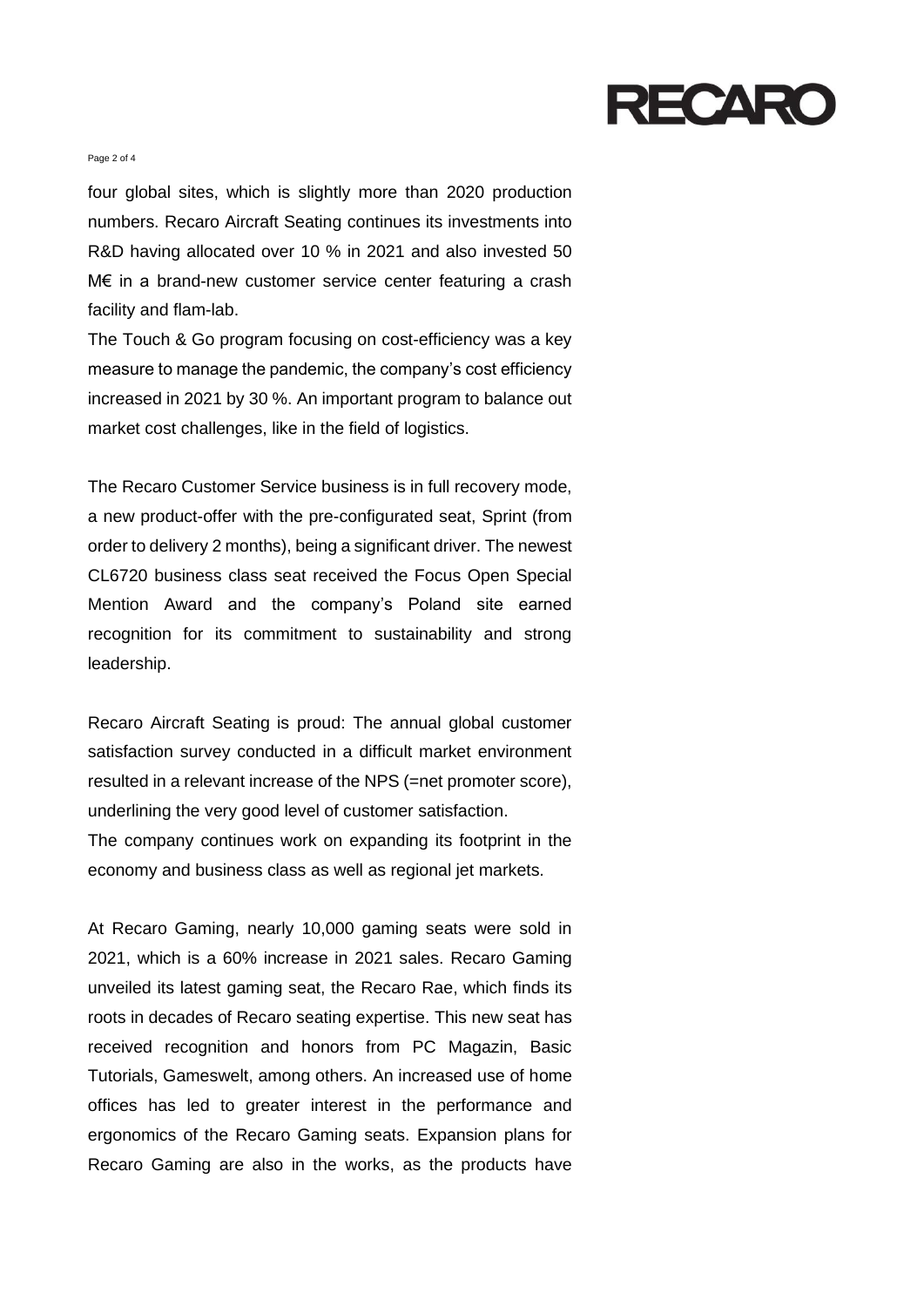four global sites, which is slightly more than 2020 production numbers. Recaro Aircraft Seating continues its investments into R&D having allocated over 10 % in 2021 and also invested 50 M€ in a brand-new customer service center featuring a crash facility and flam-lab.

The Touch & Go program focusing on cost-efficiency was a key measure to manage the pandemic, the company's cost efficiency increased in 2021 by 30 %. An important program to balance out market cost challenges, like in the field of logistics.

The Recaro Customer Service business is in full recovery mode, a new product-offer with the pre-configurated seat, Sprint (from order to delivery 2 months), being a significant driver. The newest CL6720 business class seat received the Focus Open Special Mention Award and the company's Poland site earned recognition for its commitment to sustainability and strong leadership.

Recaro Aircraft Seating is proud: The annual global customer satisfaction survey conducted in a difficult market environment resulted in a relevant increase of the NPS (=net promoter score), underlining the very good level of customer satisfaction.

The company continues work on expanding its footprint in the economy and business class as well as regional jet markets.

At Recaro Gaming, nearly 10,000 gaming seats were sold in 2021, which is a 60% increase in 2021 sales. Recaro Gaming unveiled its latest gaming seat, the Recaro Rae, which finds its roots in decades of Recaro seating expertise. This new seat has received recognition and honors from PC Magazin, Basic Tutorials, Gameswelt, among others. An increased use of home offices has led to greater interest in the performance and ergonomics of the Recaro Gaming seats. Expansion plans for Recaro Gaming are also in the works, as the products have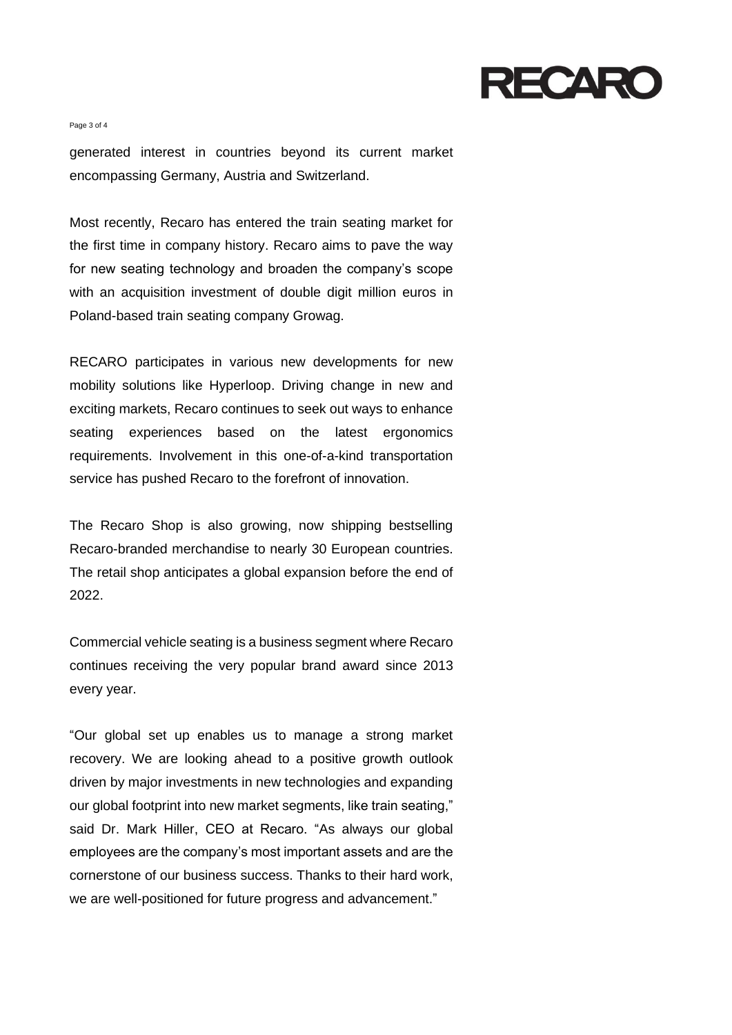generated interest in countries beyond its current market encompassing Germany, Austria and Switzerland.

Most recently, Recaro has entered the train seating market for the first time in company history. Recaro aims to pave the way for new seating technology and broaden the company's scope with an acquisition investment of double digit million euros in Poland-based train seating company Growag.

RECARO participates in various new developments for new mobility solutions like Hyperloop. Driving change in new and exciting markets, Recaro continues to seek out ways to enhance seating experiences based on the latest ergonomics requirements. Involvement in this one-of-a-kind transportation service has pushed Recaro to the forefront of innovation.

The Recaro Shop is also growing, now shipping bestselling Recaro-branded merchandise to nearly 30 European countries. The retail shop anticipates a global expansion before the end of 2022.

Commercial vehicle seating is a business segment where Recaro continues receiving the very popular brand award since 2013 every year.

"Our global set up enables us to manage a strong market recovery. We are looking ahead to a positive growth outlook driven by major investments in new technologies and expanding our global footprint into new market segments, like train seating," said Dr. Mark Hiller, CEO at Recaro. "As always our global employees are the company's most important assets and are the cornerstone of our business success. Thanks to their hard work, we are well-positioned for future progress and advancement."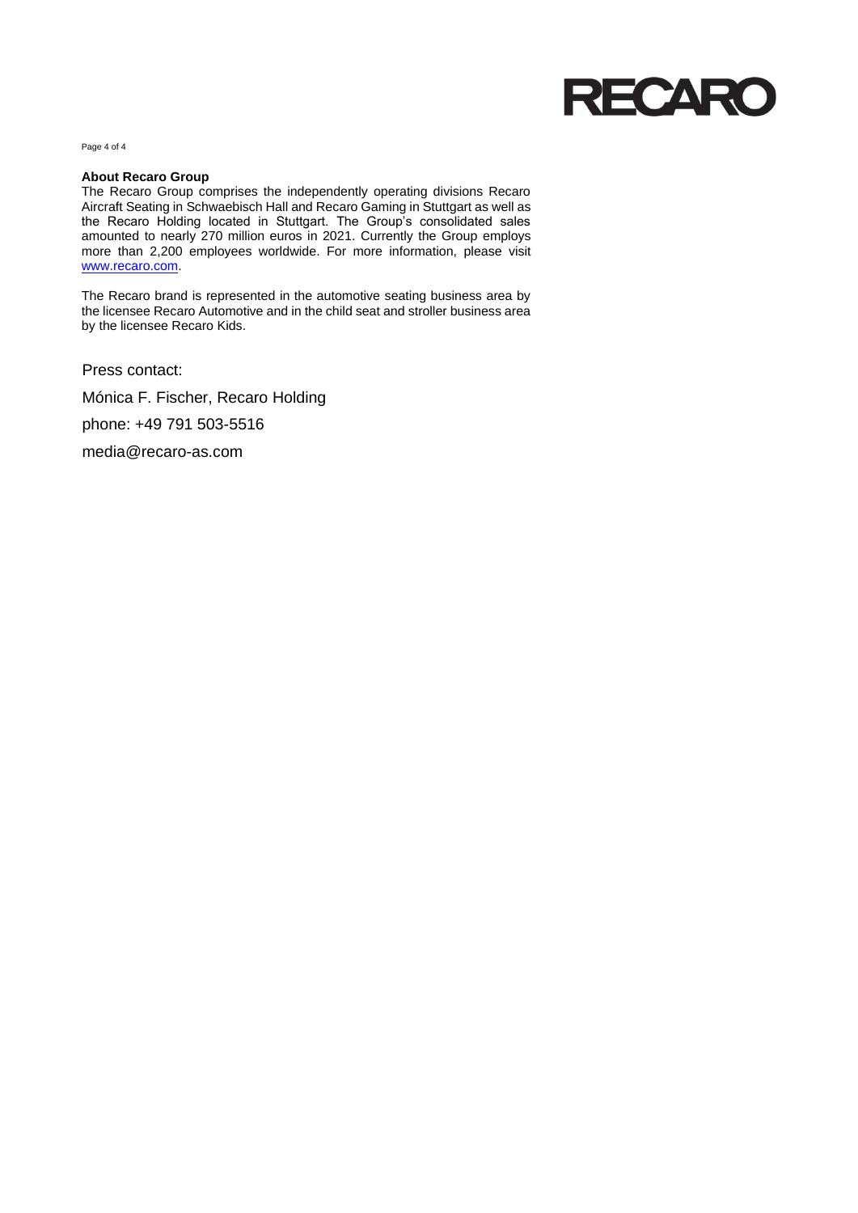**About Recaro Group**

The Recaro Group comprises the independently operating divisions Recaro Aircraft Seating in Schwaebisch Hall and Recaro Gaming in Stuttgart as well as the Recaro Holding located in Stuttgart. The Group's consolidated sales amounted to nearly 270 million euros in 2021. Currently the Group employs more than 2,200 employees worldwide. For more information, please visit www.recaro.com.

The Recaro brand is represented in the automotive seating business area by the licensee Recaro Automotive and in the child seat and stroller business area by the licensee Recaro Kids.

Press contact:

Mónica F. Fischer, Recaro Holding

phone: +49 791 503-5516

media@recaro-as.com